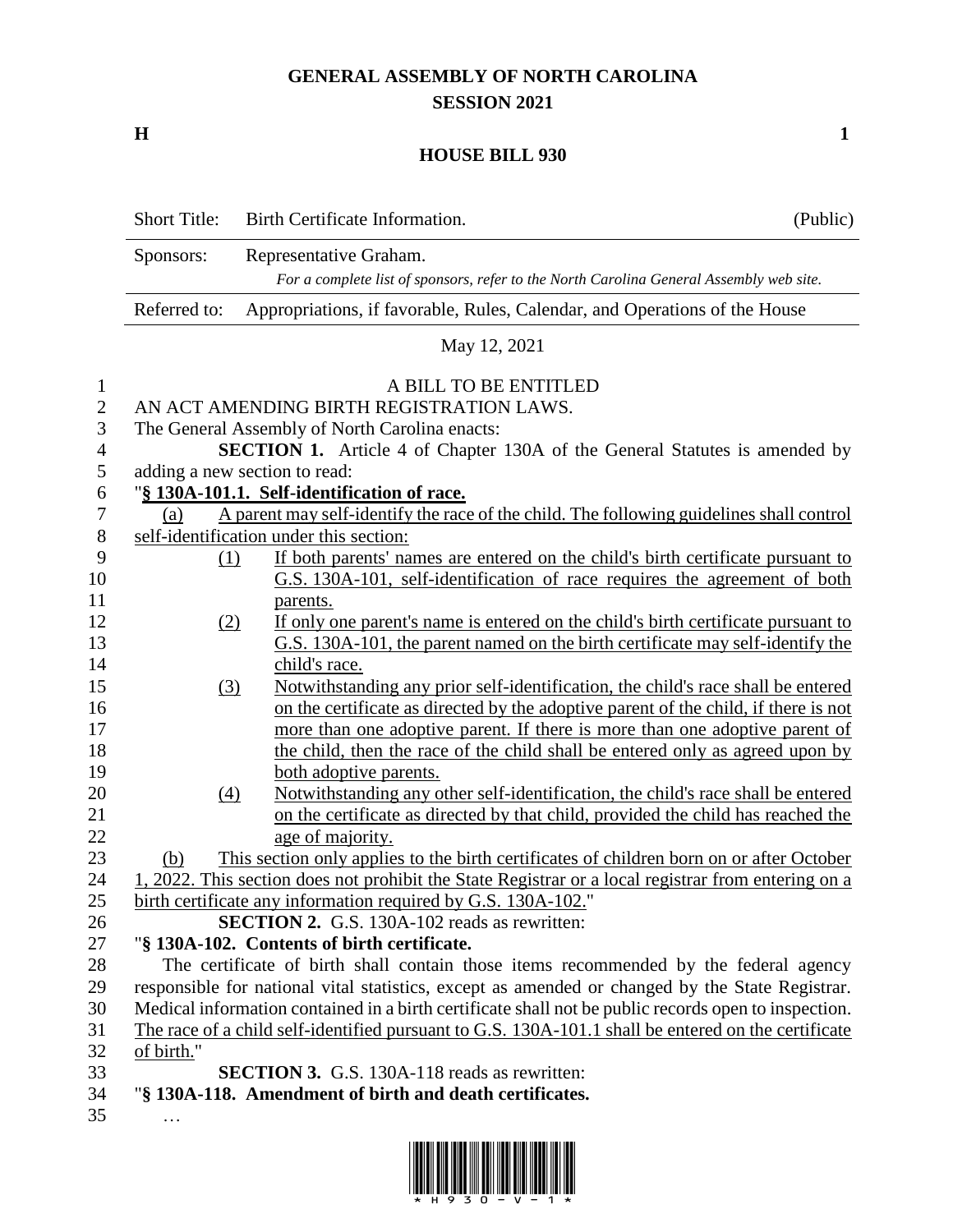# GENERAL ASSEMBLY OF NORTH CAROLINA
## SESSION 2021

**H** **1**

## HOUSE BILL 930

| | | |
|---|---|---|
| Short Title: | Birth Certificate Information. | (Public) |
| Sponsors: | Representative Graham. *For a complete list of sponsors, refer to the North Carolina General Assembly web site.* | |
| Referred to: | Appropriations, if favorable, Rules, Calendar, and Operations of the House | |

May 12, 2021

A BILL TO BE ENTITLED

AN ACT AMENDING BIRTH REGISTRATION LAWS.

The General Assembly of North Carolina enacts:

**SECTION 1.** Article 4 of Chapter 130A of the General Statutes is amended by adding a new section to read:

"**§ 130A-101.1. Self-identification of race.**

(a) A parent may self-identify the race of the child. The following guidelines shall control self-identification under this section:

(1) If both parents' names are entered on the child's birth certificate pursuant to G.S. 130A-101, self-identification of race requires the agreement of both parents.

(2) If only one parent's name is entered on the child's birth certificate pursuant to G.S. 130A-101, the parent named on the birth certificate may self-identify the child's race.

(3) Notwithstanding any prior self-identification, the child's race shall be entered on the certificate as directed by the adoptive parent of the child, if there is not more than one adoptive parent. If there is more than one adoptive parent of the child, then the race of the child shall be entered only as agreed upon by both adoptive parents.

(4) Notwithstanding any other self-identification, the child's race shall be entered on the certificate as directed by that child, provided the child has reached the age of majority.

(b) This section only applies to the birth certificates of children born on or after October 1, 2022. This section does not prohibit the State Registrar or a local registrar from entering on a birth certificate any information required by G.S. 130A-102."

**SECTION 2.** G.S. 130A-102 reads as rewritten:

"**§ 130A-102. Contents of birth certificate.**

The certificate of birth shall contain those items recommended by the federal agency responsible for national vital statistics, except as amended or changed by the State Registrar. Medical information contained in a birth certificate shall not be public records open to inspection. The race of a child self-identified pursuant to G.S. 130A-101.1 shall be entered on the certificate of birth."

**SECTION 3.** G.S. 130A-118 reads as rewritten:

"**§ 130A-118. Amendment of birth and death certificates.**

…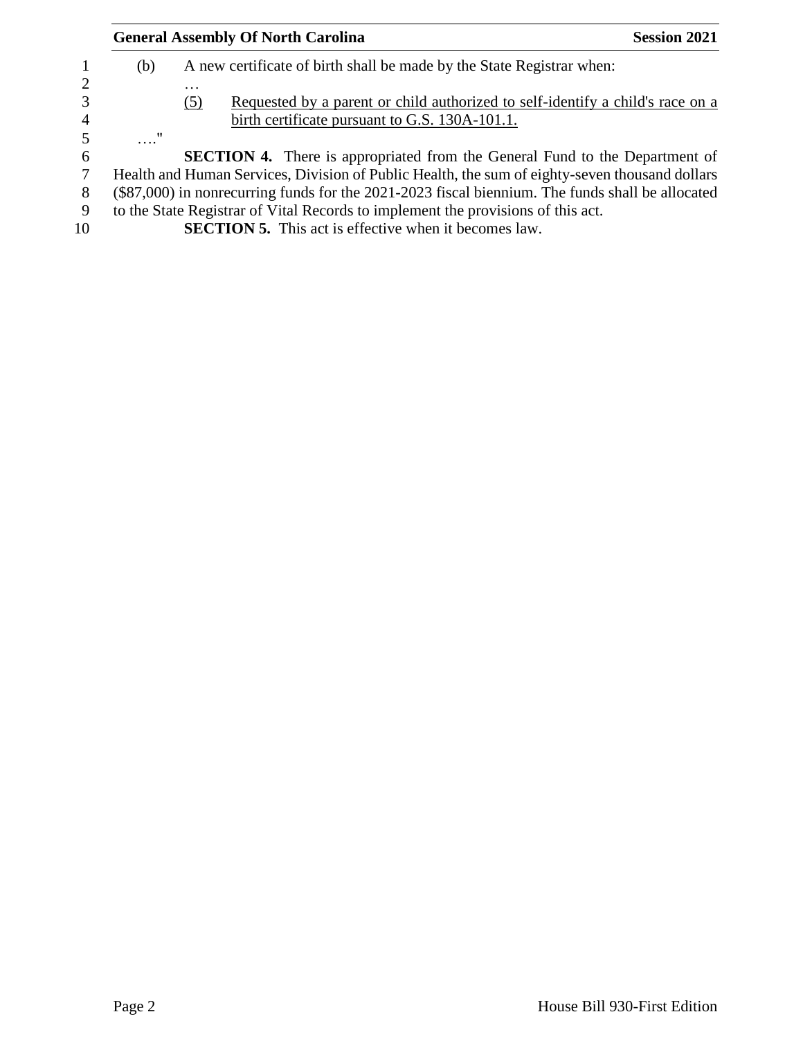(b) A new certificate of birth shall be made by the State Registrar when:

…

(5) Requested by a parent or child authorized to self-identify a child's race on a birth certificate pursuant to G.S. 130A-101.1.

…."

**SECTION 4.** There is appropriated from the General Fund to the Department of Health and Human Services, Division of Public Health, the sum of eighty-seven thousand dollars ($87,000) in nonrecurring funds for the 2021-2023 fiscal biennium. The funds shall be allocated to the State Registrar of Vital Records to implement the provisions of this act.

**SECTION 5.** This act is effective when it becomes law.